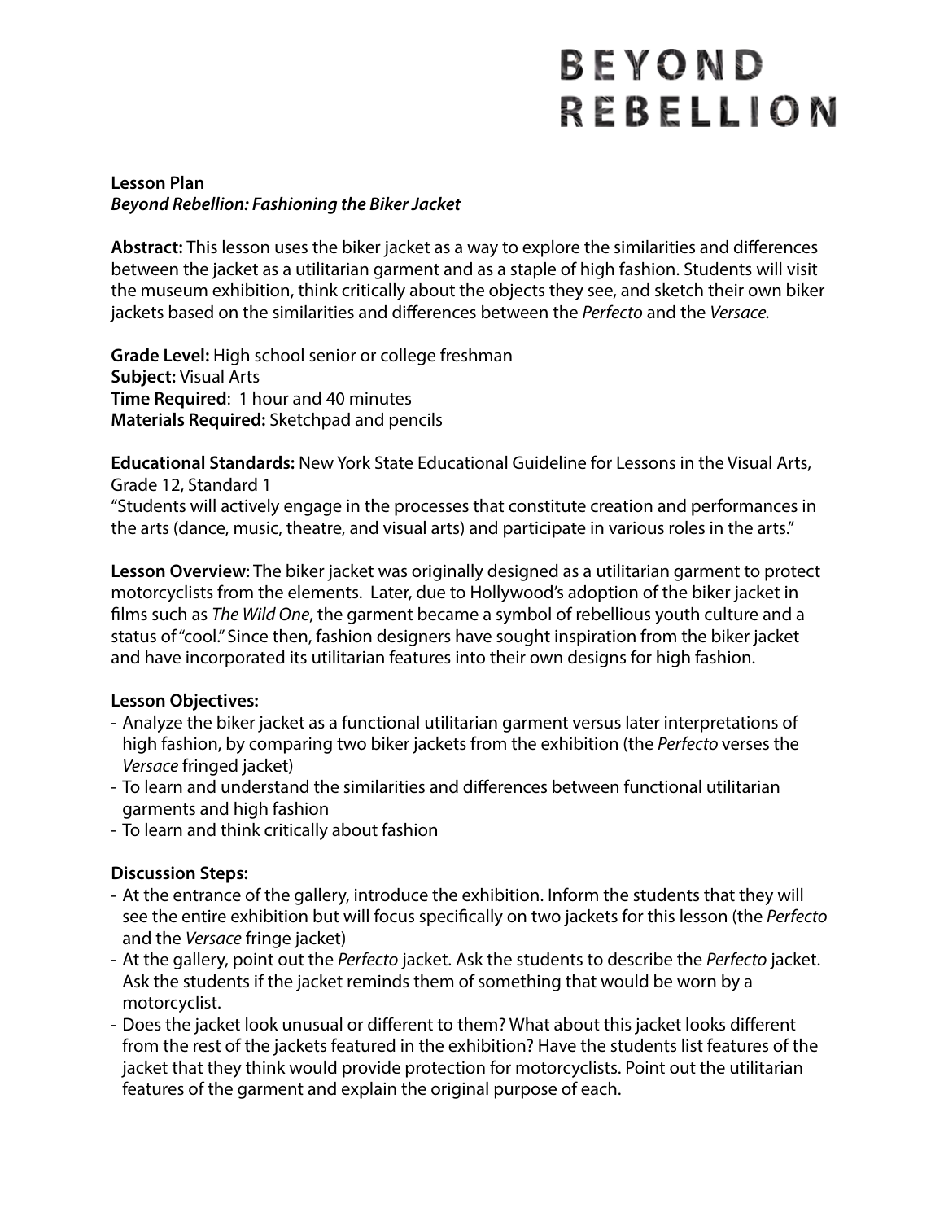# BEYOND REBELLION

**Lesson Plan**
***Beyond Rebellion: Fashioning the Biker Jacket***

**Abstract:** This lesson uses the biker jacket as a way to explore the similarities and differences between the jacket as a utilitarian garment and as a staple of high fashion. Students will visit the museum exhibition, think critically about the objects they see, and sketch their own biker jackets based on the similarities and differences between the *Perfecto* and the *Versace.*

**Grade Level:** High school senior or college freshman
**Subject:** Visual Arts
**Time Required**: 1 hour and 40 minutes
**Materials Required:** Sketchpad and pencils

**Educational Standards:** New York State Educational Guideline for Lessons in the Visual Arts, Grade 12, Standard 1
"Students will actively engage in the processes that constitute creation and performances in the arts (dance, music, theatre, and visual arts) and participate in various roles in the arts."

**Lesson Overview**: The biker jacket was originally designed as a utilitarian garment to protect motorcyclists from the elements. Later, due to Hollywood's adoption of the biker jacket in films such as *The Wild One*, the garment became a symbol of rebellious youth culture and a status of "cool." Since then, fashion designers have sought inspiration from the biker jacket and have incorporated its utilitarian features into their own designs for high fashion.

**Lesson Objectives:**

- Analyze the biker jacket as a functional utilitarian garment versus later interpretations of high fashion, by comparing two biker jackets from the exhibition (the *Perfecto* verses the *Versace* fringed jacket)
- To learn and understand the similarities and differences between functional utilitarian garments and high fashion
- To learn and think critically about fashion

**Discussion Steps:**

- At the entrance of the gallery, introduce the exhibition. Inform the students that they will see the entire exhibition but will focus specifically on two jackets for this lesson (the *Perfecto* and the *Versace* fringe jacket)
- At the gallery, point out the *Perfecto* jacket. Ask the students to describe the *Perfecto* jacket. Ask the students if the jacket reminds them of something that would be worn by a motorcyclist.
- Does the jacket look unusual or different to them? What about this jacket looks different from the rest of the jackets featured in the exhibition? Have the students list features of the jacket that they think would provide protection for motorcyclists. Point out the utilitarian features of the garment and explain the original purpose of each.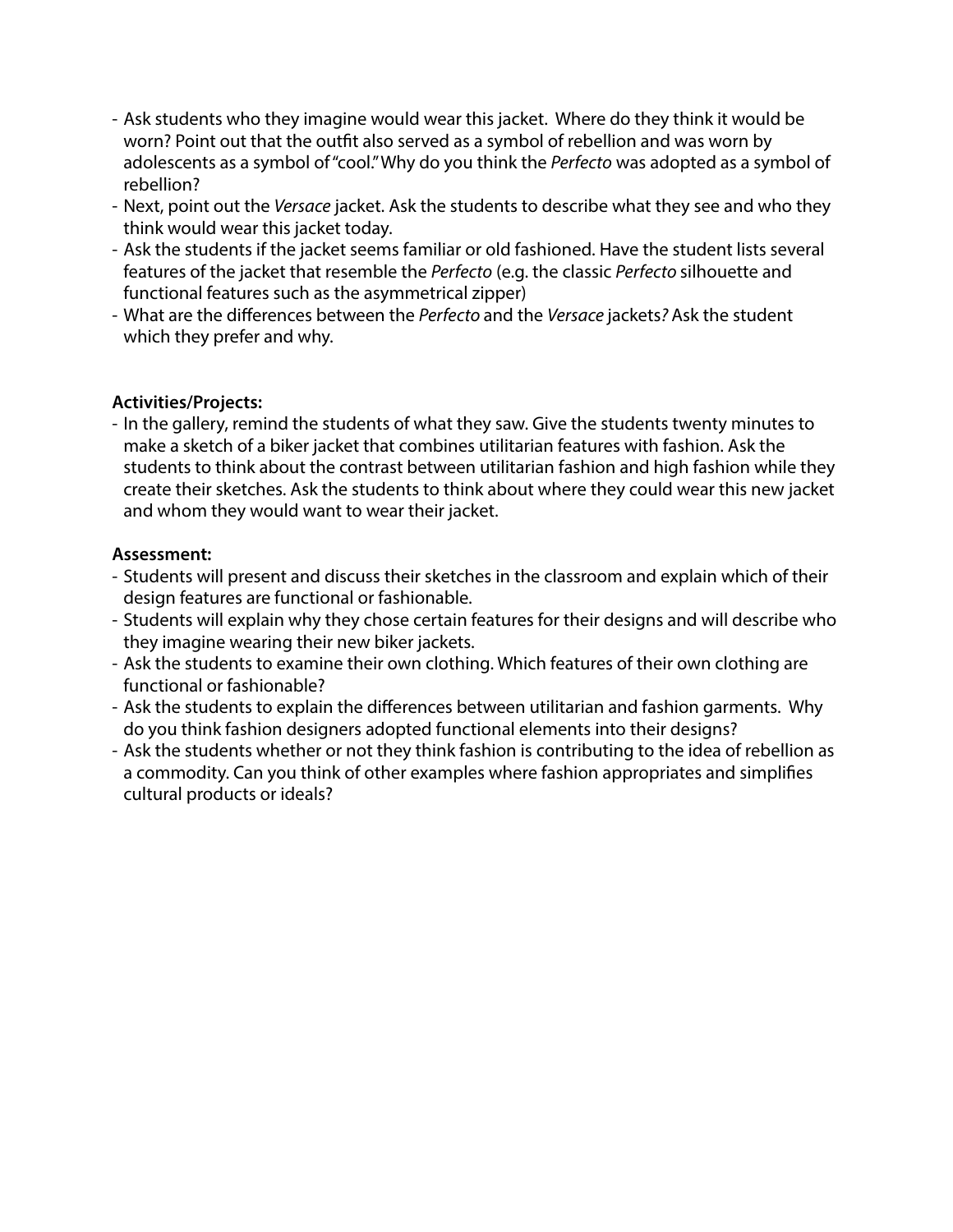- Ask students who they imagine would wear this jacket. Where do they think it would be worn? Point out that the outfit also served as a symbol of rebellion and was worn by adolescents as a symbol of "cool." Why do you think the *Perfecto* was adopted as a symbol of rebellion?
- Next, point out the *Versace* jacket. Ask the students to describe what they see and who they think would wear this jacket today.
- Ask the students if the jacket seems familiar or old fashioned. Have the student lists several features of the jacket that resemble the *Perfecto* (e.g. the classic *Perfecto* silhouette and functional features such as the asymmetrical zipper)
- What are the differences between the *Perfecto* and the *Versace* jackets*?* Ask the student which they prefer and why.

**Activities/Projects:**

- In the gallery, remind the students of what they saw. Give the students twenty minutes to make a sketch of a biker jacket that combines utilitarian features with fashion. Ask the students to think about the contrast between utilitarian fashion and high fashion while they create their sketches. Ask the students to think about where they could wear this new jacket and whom they would want to wear their jacket.

**Assessment:**

- Students will present and discuss their sketches in the classroom and explain which of their design features are functional or fashionable.
- Students will explain why they chose certain features for their designs and will describe who they imagine wearing their new biker jackets.
- Ask the students to examine their own clothing. Which features of their own clothing are functional or fashionable?
- Ask the students to explain the differences between utilitarian and fashion garments. Why do you think fashion designers adopted functional elements into their designs?
- Ask the students whether or not they think fashion is contributing to the idea of rebellion as a commodity. Can you think of other examples where fashion appropriates and simplifies cultural products or ideals?